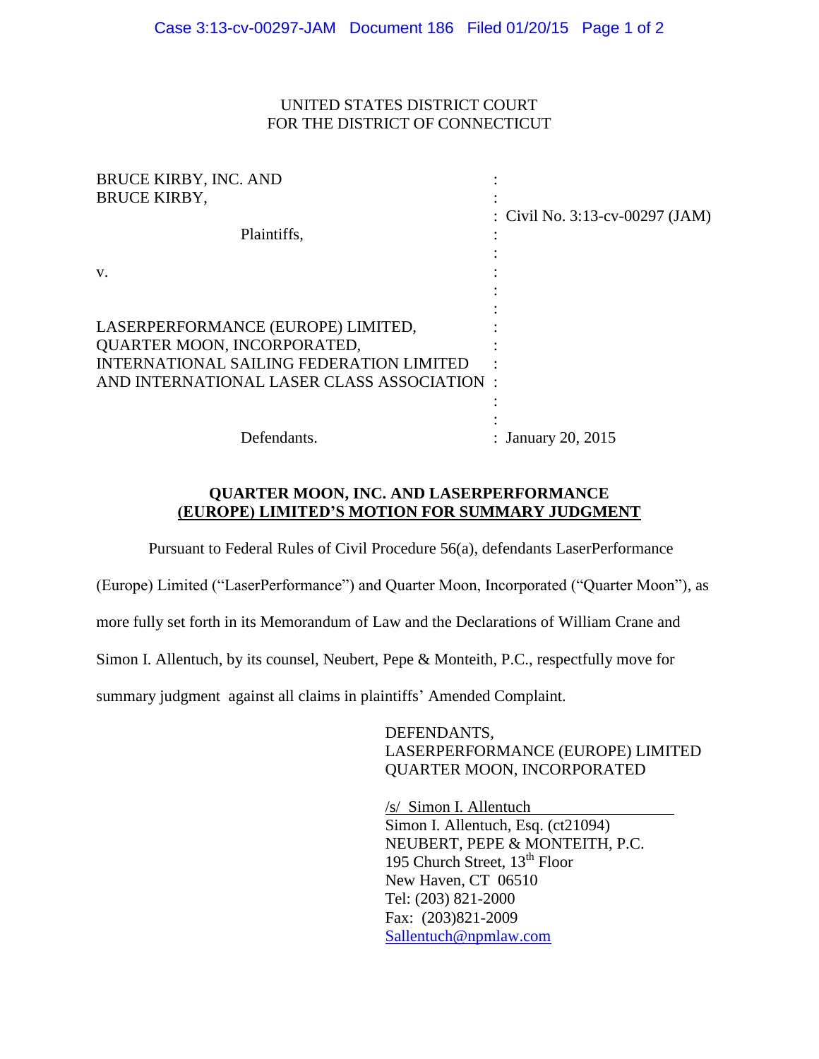UNITED STATES DISTRICT COURT
FOR THE DISTRICT OF CONNECTICUT

| | |
|---|---|
| BRUCE KIRBY, INC. AND BRUCE KIRBY, | : |
| Plaintiffs, | : Civil No. 3:13-cv-00297 (JAM) |
| v. | : |
| LASERPERFORMANCE (EUROPE) LIMITED, QUARTER MOON, INCORPORATED, INTERNATIONAL SAILING FEDERATION LIMITED AND INTERNATIONAL LASER CLASS ASSOCIATION | : |
| Defendants. | : January 20, 2015 |

**QUARTER MOON, INC. AND LASERPERFORMANCE (EUROPE) LIMITED'S MOTION FOR SUMMARY JUDGMENT**

Pursuant to Federal Rules of Civil Procedure 56(a), defendants LaserPerformance (Europe) Limited ("LaserPerformance") and Quarter Moon, Incorporated ("Quarter Moon"), as more fully set forth in its Memorandum of Law and the Declarations of William Crane and Simon I. Allentuch, by its counsel, Neubert, Pepe & Monteith, P.C., respectfully move for summary judgment against all claims in plaintiffs' Amended Complaint.

DEFENDANTS,
LASERPERFORMANCE (EUROPE) LIMITED
QUARTER MOON, INCORPORATED

/s/ Simon I. Allentuch
Simon I. Allentuch, Esq. (ct21094)
NEUBERT, PEPE & MONTEITH, P.C.
195 Church Street, 13th Floor
New Haven, CT 06510
Tel: (203) 821-2000
Fax: (203)821-2009
Sallentuch@npmlaw.com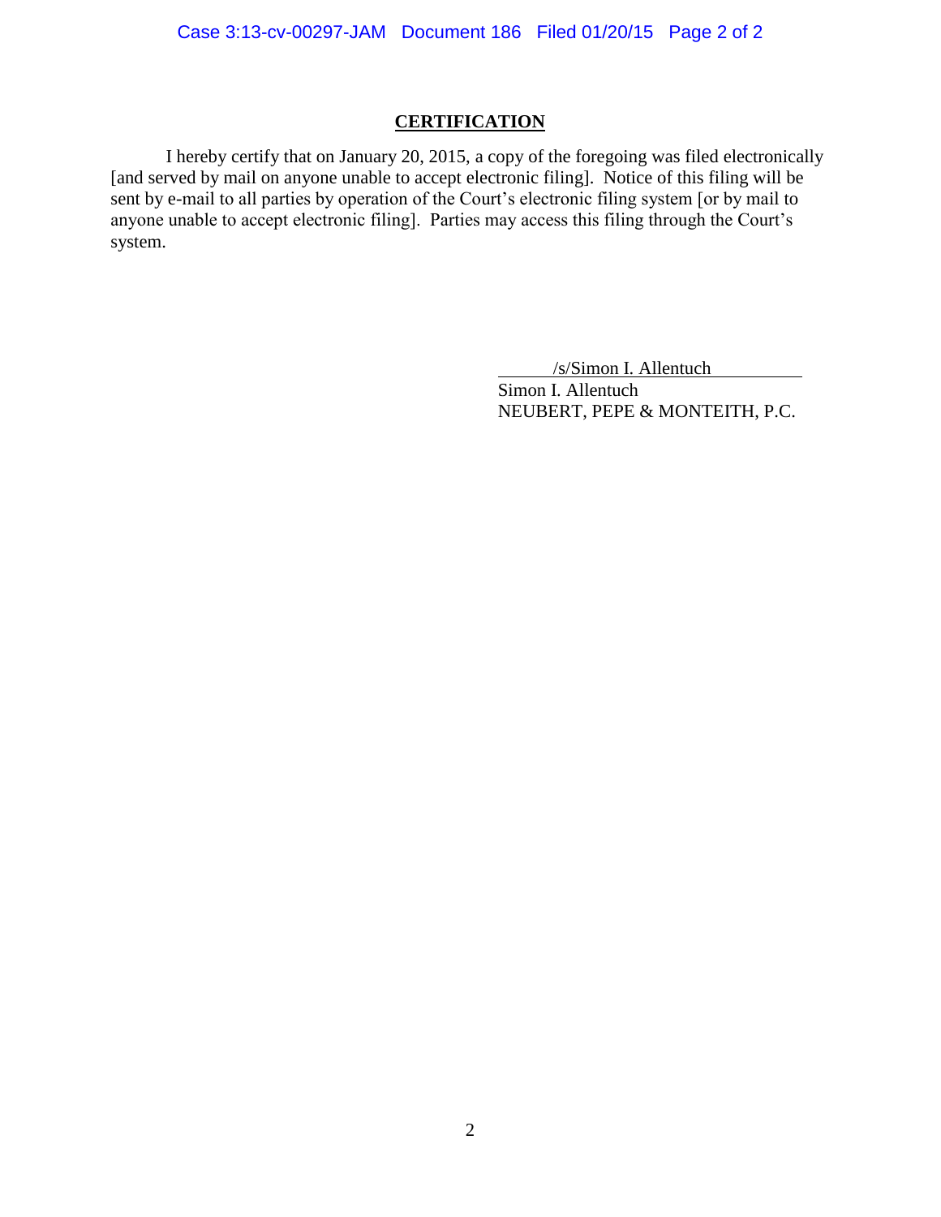## CERTIFICATION

I hereby certify that on January 20, 2015, a copy of the foregoing was filed electronically [and served by mail on anyone unable to accept electronic filing]. Notice of this filing will be sent by e-mail to all parties by operation of the Court's electronic filing system [or by mail to anyone unable to accept electronic filing]. Parties may access this filing through the Court's system.

/s/Simon I. Allentuch
Simon I. Allentuch
NEUBERT, PEPE & MONTEITH, P.C.